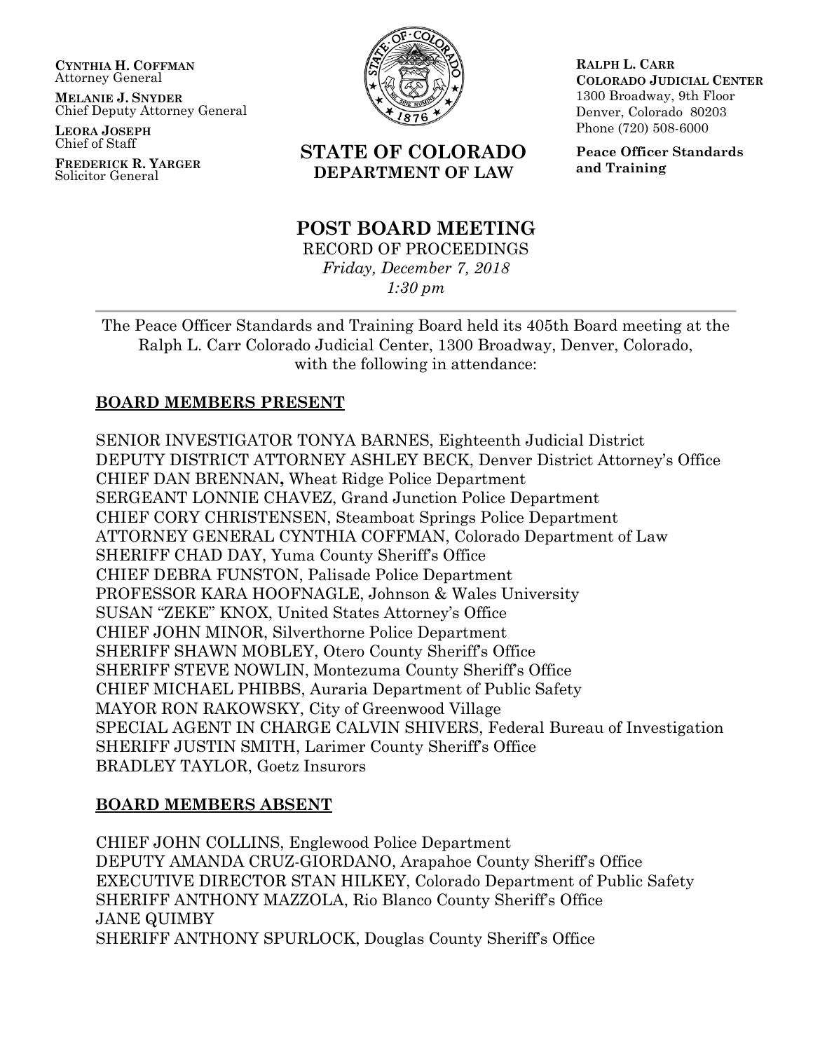**CYNTHIA H. COFFMAN**
Attorney General

**MELANIE J. SNYDER**
Chief Deputy Attorney General

**LEORA JOSEPH**
Chief of Staff

**FREDERICK R. YARGER**
Solicitor General

**STATE OF COLORADO**
**DEPARTMENT OF LAW**

**RALPH L. CARR**
**COLORADO JUDICIAL CENTER**
1300 Broadway, 9th Floor
Denver, Colorado 80203
Phone (720) 508-6000

**Peace Officer Standards and Training**

# POST BOARD MEETING

RECORD OF PROCEEDINGS
*Friday, December 7, 2018*
*1:30 pm*

---

The Peace Officer Standards and Training Board held its 405th Board meeting at the Ralph L. Carr Colorado Judicial Center, 1300 Broadway, Denver, Colorado, with the following in attendance:

## BOARD MEMBERS PRESENT

SENIOR INVESTIGATOR TONYA BARNES, Eighteenth Judicial District
DEPUTY DISTRICT ATTORNEY ASHLEY BECK, Denver District Attorney's Office
CHIEF DAN BRENNAN**,** Wheat Ridge Police Department
SERGEANT LONNIE CHAVEZ, Grand Junction Police Department
CHIEF CORY CHRISTENSEN, Steamboat Springs Police Department
ATTORNEY GENERAL CYNTHIA COFFMAN, Colorado Department of Law
SHERIFF CHAD DAY, Yuma County Sheriff's Office
CHIEF DEBRA FUNSTON, Palisade Police Department
PROFESSOR KARA HOOFNAGLE, Johnson & Wales University
SUSAN "ZEKE" KNOX, United States Attorney's Office
CHIEF JOHN MINOR, Silverthorne Police Department
SHERIFF SHAWN MOBLEY, Otero County Sheriff's Office
SHERIFF STEVE NOWLIN, Montezuma County Sheriff's Office
CHIEF MICHAEL PHIBBS, Auraria Department of Public Safety
MAYOR RON RAKOWSKY, City of Greenwood Village
SPECIAL AGENT IN CHARGE CALVIN SHIVERS, Federal Bureau of Investigation
SHERIFF JUSTIN SMITH, Larimer County Sheriff's Office
BRADLEY TAYLOR, Goetz Insurors

## BOARD MEMBERS ABSENT

CHIEF JOHN COLLINS, Englewood Police Department
DEPUTY AMANDA CRUZ-GIORDANO, Arapahoe County Sheriff's Office
EXECUTIVE DIRECTOR STAN HILKEY, Colorado Department of Public Safety
SHERIFF ANTHONY MAZZOLA, Rio Blanco County Sheriff's Office
JANE QUIMBY
SHERIFF ANTHONY SPURLOCK, Douglas County Sheriff's Office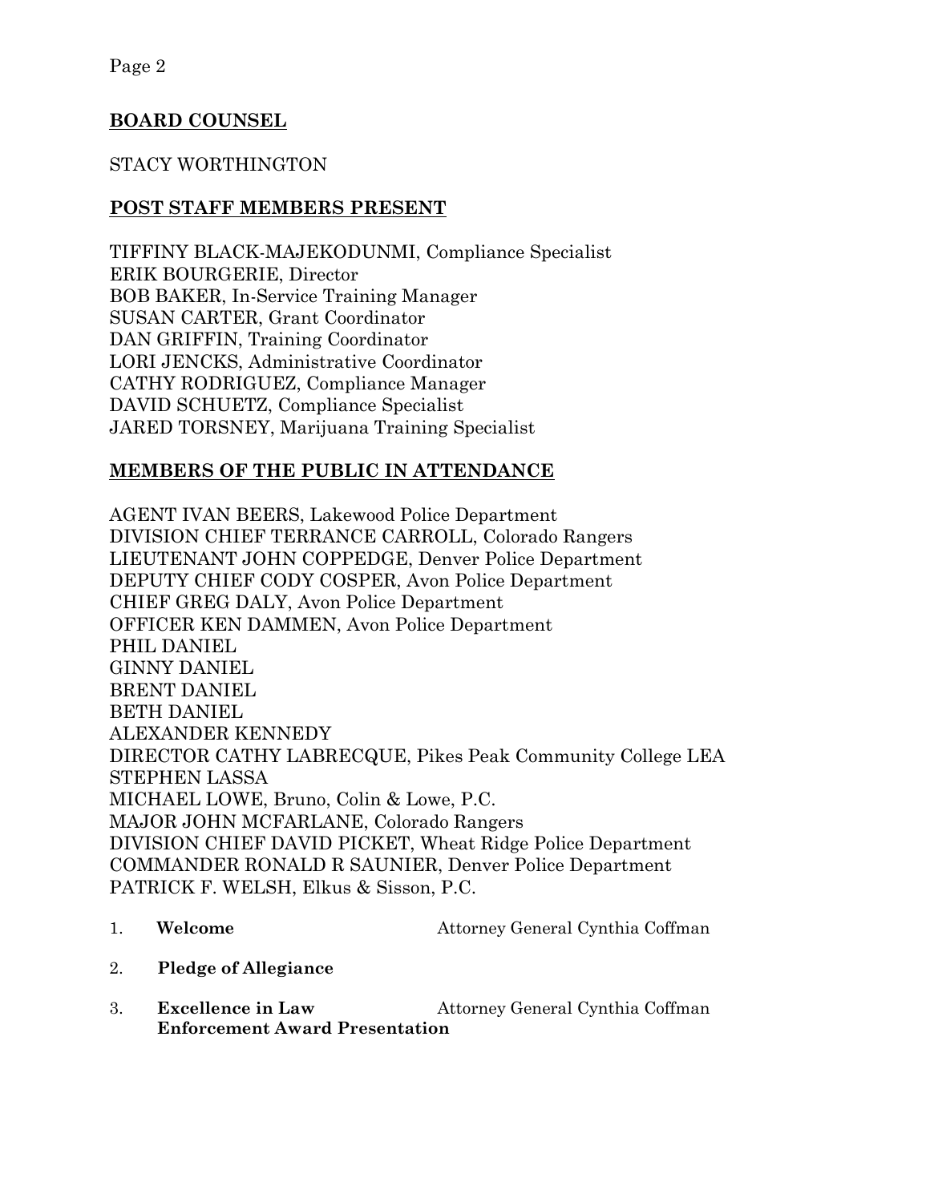## BOARD COUNSEL

STACY WORTHINGTON

## POST STAFF MEMBERS PRESENT

TIFFINY BLACK-MAJEKODUNMI, Compliance Specialist
ERIK BOURGERIE, Director
BOB BAKER, In-Service Training Manager
SUSAN CARTER, Grant Coordinator
DAN GRIFFIN, Training Coordinator
LORI JENCKS, Administrative Coordinator
CATHY RODRIGUEZ, Compliance Manager
DAVID SCHUETZ, Compliance Specialist
JARED TORSNEY, Marijuana Training Specialist

## MEMBERS OF THE PUBLIC IN ATTENDANCE

AGENT IVAN BEERS, Lakewood Police Department
DIVISION CHIEF TERRANCE CARROLL, Colorado Rangers
LIEUTENANT JOHN COPPEDGE, Denver Police Department
DEPUTY CHIEF CODY COSPER, Avon Police Department
CHIEF GREG DALY, Avon Police Department
OFFICER KEN DAMMEN, Avon Police Department
PHIL DANIEL
GINNY DANIEL
BRENT DANIEL
BETH DANIEL
ALEXANDER KENNEDY
DIRECTOR CATHY LABRECQUE, Pikes Peak Community College LEA
STEPHEN LASSA
MICHAEL LOWE, Bruno, Colin & Lowe, P.C.
MAJOR JOHN MCFARLANE, Colorado Rangers
DIVISION CHIEF DAVID PICKET, Wheat Ridge Police Department
COMMANDER RONALD R SAUNIER, Denver Police Department
PATRICK F. WELSH, Elkus & Sisson, P.C.

1. **Welcome** — Attorney General Cynthia Coffman
2. **Pledge of Allegiance**
3. **Excellence in Law Enforcement Award Presentation** — Attorney General Cynthia Coffman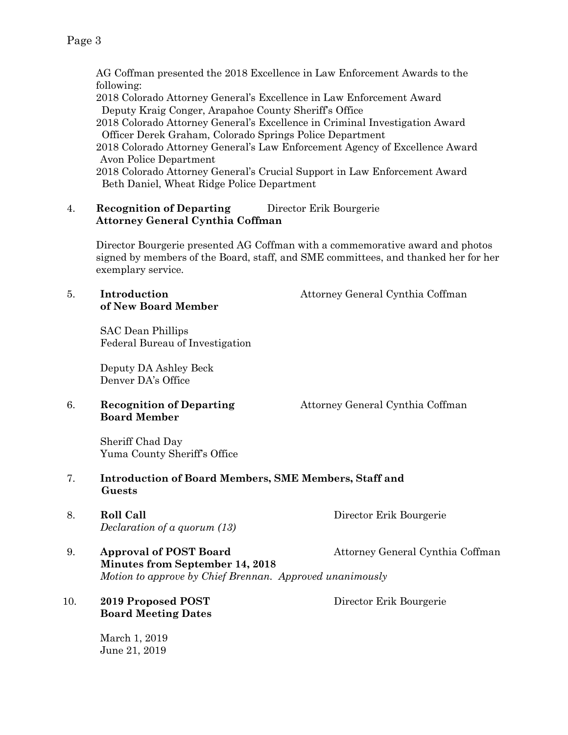AG Coffman presented the 2018 Excellence in Law Enforcement Awards to the following:

2018 Colorado Attorney General's Excellence in Law Enforcement Award
 Deputy Kraig Conger, Arapahoe County Sheriff's Office

2018 Colorado Attorney General's Excellence in Criminal Investigation Award
 Officer Derek Graham, Colorado Springs Police Department

2018 Colorado Attorney General's Law Enforcement Agency of Excellence Award
 Avon Police Department

2018 Colorado Attorney General's Crucial Support in Law Enforcement Award
 Beth Daniel, Wheat Ridge Police Department

4. **Recognition of Departing Attorney General Cynthia Coffman** — Director Erik Bourgerie

   Director Bourgerie presented AG Coffman with a commemorative award and photos signed by members of the Board, staff, and SME committees, and thanked her for her exemplary service.

5. **Introduction of New Board Member** — Attorney General Cynthia Coffman

   SAC Dean Phillips
   Federal Bureau of Investigation

   Deputy DA Ashley Beck
   Denver DA's Office

6. **Recognition of Departing Board Member** — Attorney General Cynthia Coffman

   Sheriff Chad Day
   Yuma County Sheriff's Office

7. **Introduction of Board Members, SME Members, Staff and Guests**

8. **Roll Call** — Director Erik Bourgerie
   *Declaration of a quorum (13)*

9. **Approval of POST Board Minutes from September 14, 2018** — Attorney General Cynthia Coffman
   *Motion to approve by Chief Brennan. Approved unanimously*

10. **2019 Proposed POST Board Meeting Dates** — Director Erik Bourgerie

    March 1, 2019
    June 21, 2019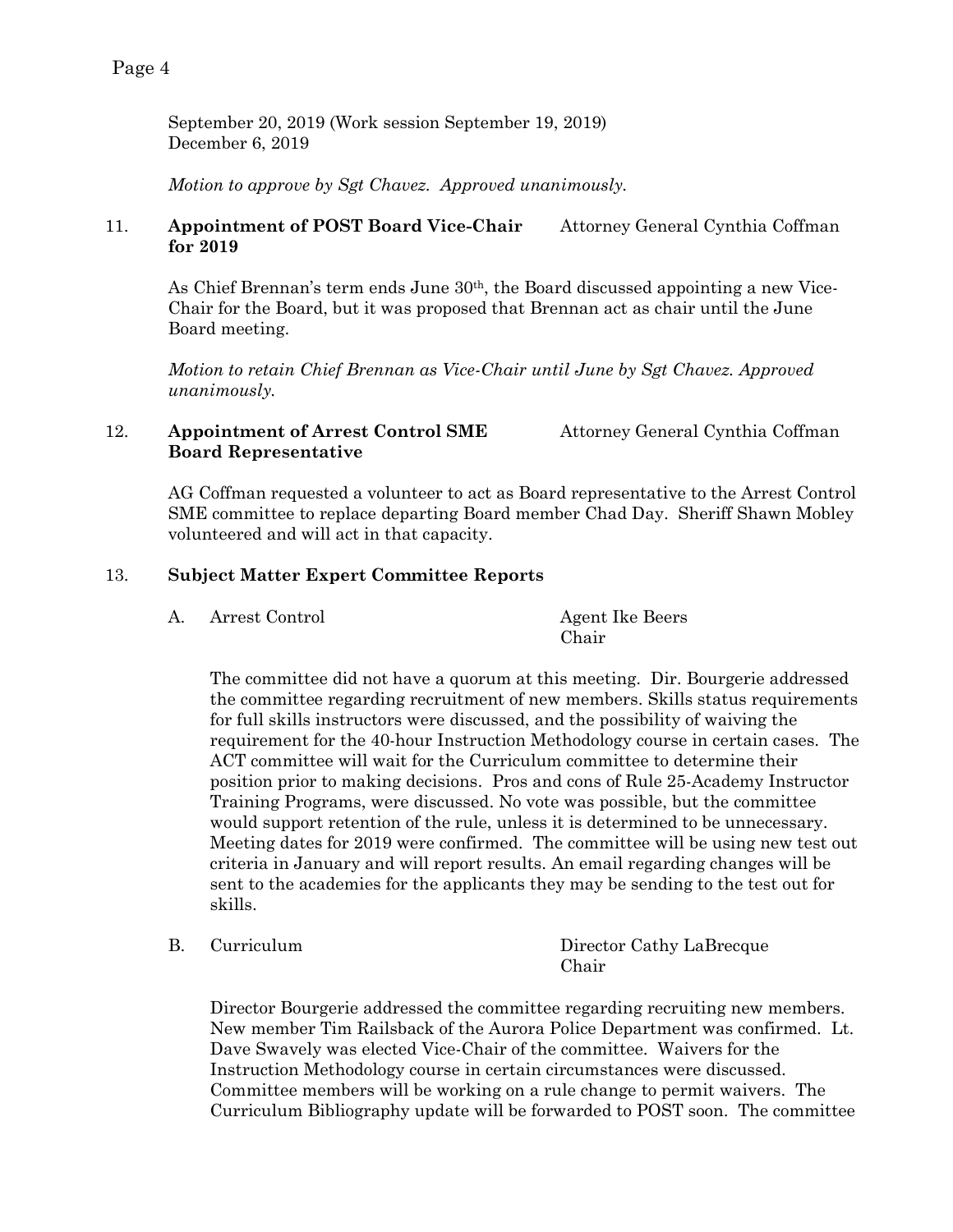September 20, 2019 (Work session September 19, 2019)
December 6, 2019

*Motion to approve by Sgt Chavez. Approved unanimously.*

11. **Appointment of POST Board Vice-Chair for 2019** — Attorney General Cynthia Coffman

As Chief Brennan's term ends June 30th, the Board discussed appointing a new Vice-Chair for the Board, but it was proposed that Brennan act as chair until the June Board meeting.

*Motion to retain Chief Brennan as Vice-Chair until June by Sgt Chavez. Approved unanimously.*

12. **Appointment of Arrest Control SME Board Representative** — Attorney General Cynthia Coffman

AG Coffman requested a volunteer to act as Board representative to the Arrest Control SME committee to replace departing Board member Chad Day. Sheriff Shawn Mobley volunteered and will act in that capacity.

13. **Subject Matter Expert Committee Reports**

A. Arrest Control — Agent Ike Beers, Chair

The committee did not have a quorum at this meeting. Dir. Bourgerie addressed the committee regarding recruitment of new members. Skills status requirements for full skills instructors were discussed, and the possibility of waiving the requirement for the 40-hour Instruction Methodology course in certain cases. The ACT committee will wait for the Curriculum committee to determine their position prior to making decisions. Pros and cons of Rule 25-Academy Instructor Training Programs, were discussed. No vote was possible, but the committee would support retention of the rule, unless it is determined to be unnecessary. Meeting dates for 2019 were confirmed. The committee will be using new test out criteria in January and will report results. An email regarding changes will be sent to the academies for the applicants they may be sending to the test out for skills.

B. Curriculum — Director Cathy LaBrecque, Chair

Director Bourgerie addressed the committee regarding recruiting new members. New member Tim Railsback of the Aurora Police Department was confirmed. Lt. Dave Swavely was elected Vice-Chair of the committee. Waivers for the Instruction Methodology course in certain circumstances were discussed. Committee members will be working on a rule change to permit waivers. The Curriculum Bibliography update will be forwarded to POST soon. The committee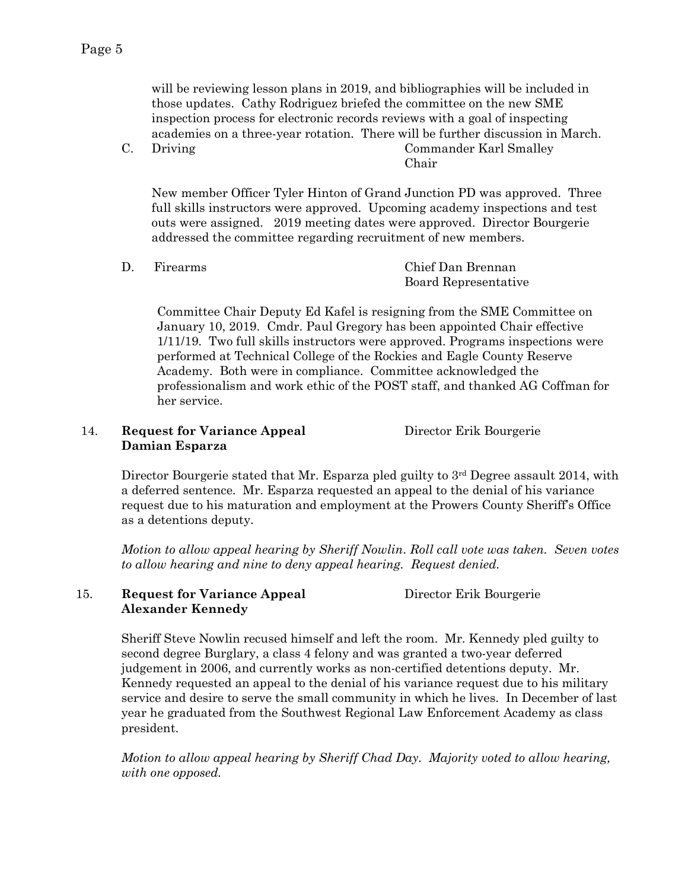will be reviewing lesson plans in 2019, and bibliographies will be included in those updates. Cathy Rodriguez briefed the committee on the new SME inspection process for electronic records reviews with a goal of inspecting academies on a three-year rotation. There will be further discussion in March.

C. Driving — Commander Karl Smalley, Chair

New member Officer Tyler Hinton of Grand Junction PD was approved. Three full skills instructors were approved. Upcoming academy inspections and test outs were assigned. 2019 meeting dates were approved. Director Bourgerie addressed the committee regarding recruitment of new members.

D. Firearms — Chief Dan Brennan, Board Representative

Committee Chair Deputy Ed Kafel is resigning from the SME Committee on January 10, 2019. Cmdr. Paul Gregory has been appointed Chair effective 1/11/19. Two full skills instructors were approved. Programs inspections were performed at Technical College of the Rockies and Eagle County Reserve Academy. Both were in compliance. Committee acknowledged the professionalism and work ethic of the POST staff, and thanked AG Coffman for her service.

14. **Request for Variance Appeal Damian Esparza** — Director Erik Bourgerie

Director Bourgerie stated that Mr. Esparza pled guilty to 3rd Degree assault 2014, with a deferred sentence. Mr. Esparza requested an appeal to the denial of his variance request due to his maturation and employment at the Prowers County Sheriff's Office as a detentions deputy.

*Motion to allow appeal hearing by Sheriff Nowlin. Roll call vote was taken. Seven votes to allow hearing and nine to deny appeal hearing. Request denied.*

15. **Request for Variance Appeal Alexander Kennedy** — Director Erik Bourgerie

Sheriff Steve Nowlin recused himself and left the room. Mr. Kennedy pled guilty to second degree Burglary, a class 4 felony and was granted a two-year deferred judgement in 2006, and currently works as non-certified detentions deputy. Mr. Kennedy requested an appeal to the denial of his variance request due to his military service and desire to serve the small community in which he lives. In December of last year he graduated from the Southwest Regional Law Enforcement Academy as class president.

*Motion to allow appeal hearing by Sheriff Chad Day. Majority voted to allow hearing, with one opposed.*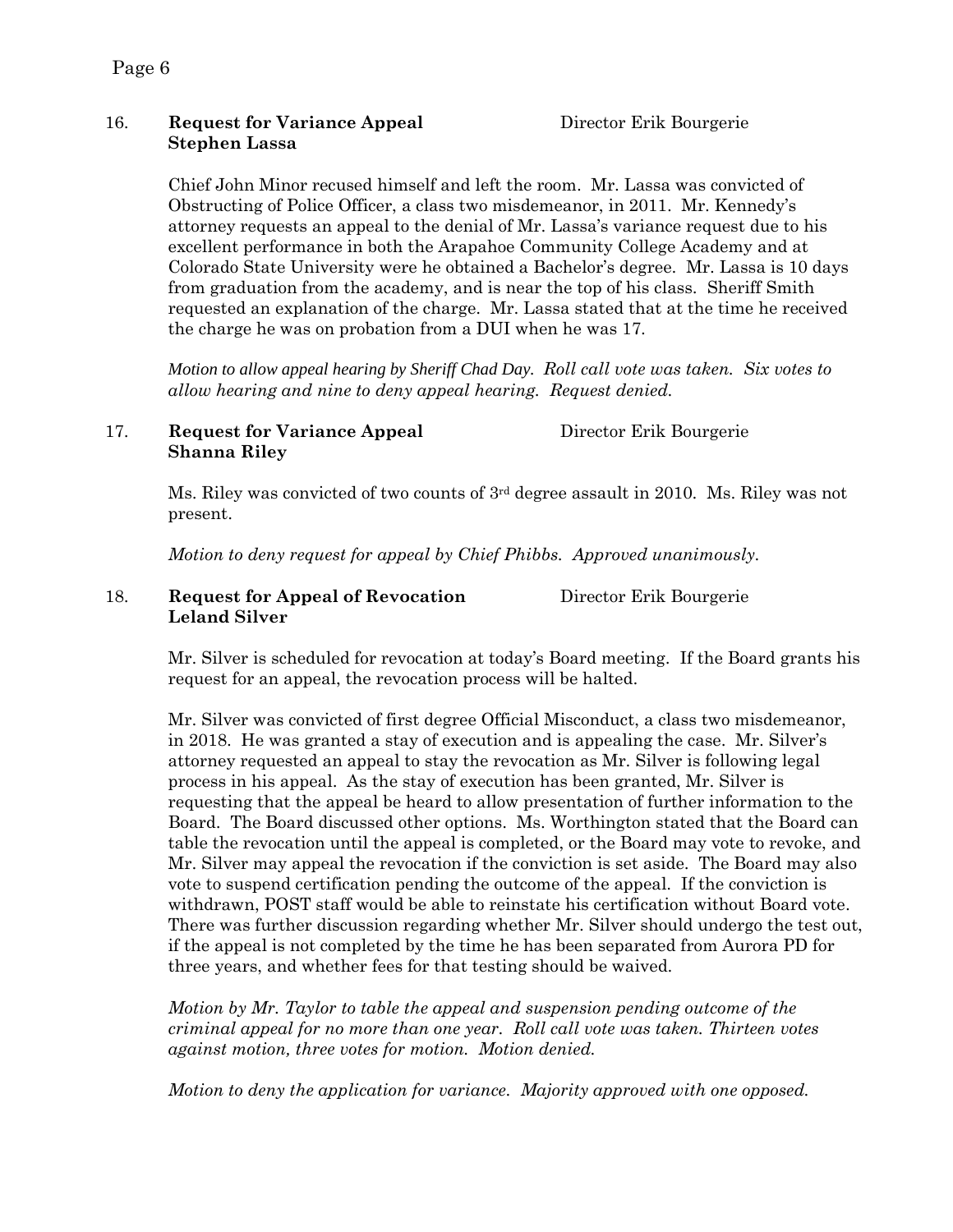16. **Request for Variance Appeal** Director Erik Bourgerie
**Stephen Lassa**

Chief John Minor recused himself and left the room. Mr. Lassa was convicted of Obstructing of Police Officer, a class two misdemeanor, in 2011. Mr. Kennedy's attorney requests an appeal to the denial of Mr. Lassa's variance request due to his excellent performance in both the Arapahoe Community College Academy and at Colorado State University were he obtained a Bachelor's degree. Mr. Lassa is 10 days from graduation from the academy, and is near the top of his class. Sheriff Smith requested an explanation of the charge. Mr. Lassa stated that at the time he received the charge he was on probation from a DUI when he was 17.

*Motion to allow appeal hearing by Sheriff Chad Day. Roll call vote was taken. Six votes to allow hearing and nine to deny appeal hearing. Request denied.*

17. **Request for Variance Appeal** Director Erik Bourgerie
**Shanna Riley**

Ms. Riley was convicted of two counts of 3rd degree assault in 2010. Ms. Riley was not present.

*Motion to deny request for appeal by Chief Phibbs. Approved unanimously.*

18. **Request for Appeal of Revocation** Director Erik Bourgerie
**Leland Silver**

Mr. Silver is scheduled for revocation at today's Board meeting. If the Board grants his request for an appeal, the revocation process will be halted.

Mr. Silver was convicted of first degree Official Misconduct, a class two misdemeanor, in 2018. He was granted a stay of execution and is appealing the case. Mr. Silver's attorney requested an appeal to stay the revocation as Mr. Silver is following legal process in his appeal. As the stay of execution has been granted, Mr. Silver is requesting that the appeal be heard to allow presentation of further information to the Board. The Board discussed other options. Ms. Worthington stated that the Board can table the revocation until the appeal is completed, or the Board may vote to revoke, and Mr. Silver may appeal the revocation if the conviction is set aside. The Board may also vote to suspend certification pending the outcome of the appeal. If the conviction is withdrawn, POST staff would be able to reinstate his certification without Board vote. There was further discussion regarding whether Mr. Silver should undergo the test out, if the appeal is not completed by the time he has been separated from Aurora PD for three years, and whether fees for that testing should be waived.

*Motion by Mr. Taylor to table the appeal and suspension pending outcome of the criminal appeal for no more than one year. Roll call vote was taken. Thirteen votes against motion, three votes for motion. Motion denied.*

*Motion to deny the application for variance. Majority approved with one opposed.*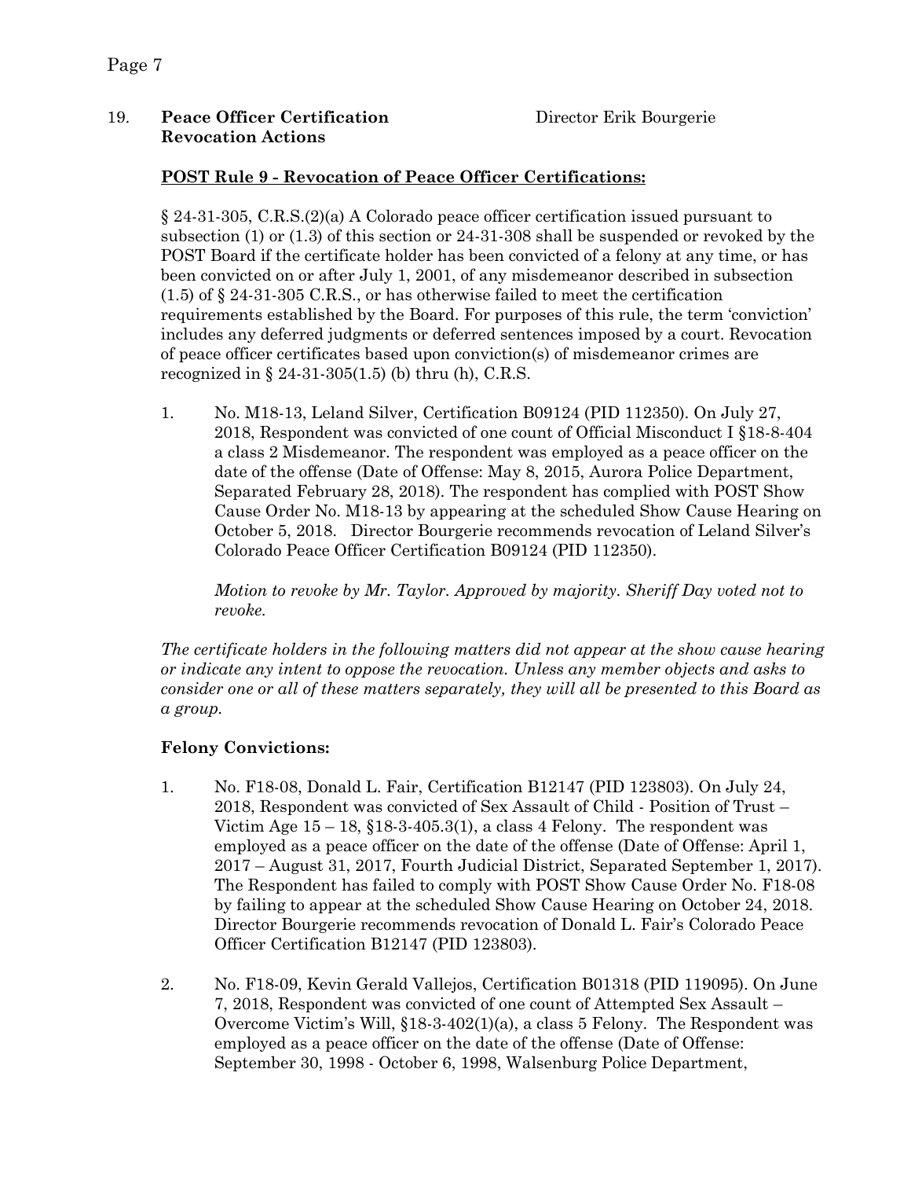19. **Peace Officer Certification Revocation Actions** Director Erik Bourgerie

**<u>POST Rule 9 - Revocation of Peace Officer Certifications:</u>**

§ 24-31-305, C.R.S.(2)(a) A Colorado peace officer certification issued pursuant to subsection (1) or (1.3) of this section or 24-31-308 shall be suspended or revoked by the POST Board if the certificate holder has been convicted of a felony at any time, or has been convicted on or after July 1, 2001, of any misdemeanor described in subsection (1.5) of § 24-31-305 C.R.S., or has otherwise failed to meet the certification requirements established by the Board. For purposes of this rule, the term 'conviction' includes any deferred judgments or deferred sentences imposed by a court. Revocation of peace officer certificates based upon conviction(s) of misdemeanor crimes are recognized in § 24-31-305(1.5) (b) thru (h), C.R.S.

1. No. M18-13, Leland Silver, Certification B09124 (PID 112350). On July 27, 2018, Respondent was convicted of one count of Official Misconduct I §18-8-404 a class 2 Misdemeanor. The respondent was employed as a peace officer on the date of the offense (Date of Offense: May 8, 2015, Aurora Police Department, Separated February 28, 2018). The respondent has complied with POST Show Cause Order No. M18-13 by appearing at the scheduled Show Cause Hearing on October 5, 2018. Director Bourgerie recommends revocation of Leland Silver's Colorado Peace Officer Certification B09124 (PID 112350).

   *Motion to revoke by Mr. Taylor. Approved by majority. Sheriff Day voted not to revoke.*

*The certificate holders in the following matters did not appear at the show cause hearing or indicate any intent to oppose the revocation. Unless any member objects and asks to consider one or all of these matters separately, they will all be presented to this Board as a group.*

**Felony Convictions:**

1. No. F18-08, Donald L. Fair, Certification B12147 (PID 123803). On July 24, 2018, Respondent was convicted of Sex Assault of Child - Position of Trust – Victim Age 15 – 18, §18-3-405.3(1), a class 4 Felony. The respondent was employed as a peace officer on the date of the offense (Date of Offense: April 1, 2017 – August 31, 2017, Fourth Judicial District, Separated September 1, 2017). The Respondent has failed to comply with POST Show Cause Order No. F18-08 by failing to appear at the scheduled Show Cause Hearing on October 24, 2018. Director Bourgerie recommends revocation of Donald L. Fair's Colorado Peace Officer Certification B12147 (PID 123803).

2. No. F18-09, Kevin Gerald Vallejos, Certification B01318 (PID 119095). On June 7, 2018, Respondent was convicted of one count of Attempted Sex Assault – Overcome Victim's Will, §18-3-402(1)(a), a class 5 Felony. The Respondent was employed as a peace officer on the date of the offense (Date of Offense: September 30, 1998 - October 6, 1998, Walsenburg Police Department,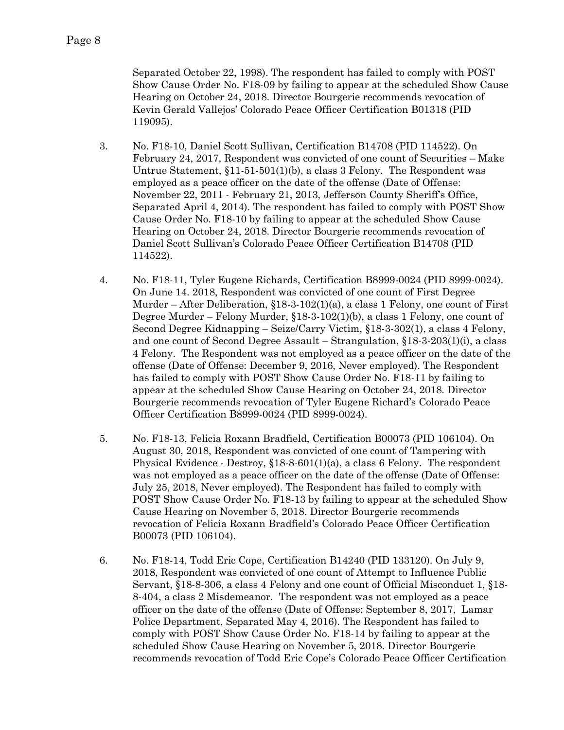Separated October 22, 1998). The respondent has failed to comply with POST Show Cause Order No. F18-09 by failing to appear at the scheduled Show Cause Hearing on October 24, 2018. Director Bourgerie recommends revocation of Kevin Gerald Vallejos' Colorado Peace Officer Certification B01318 (PID 119095).

3. No. F18-10, Daniel Scott Sullivan, Certification B14708 (PID 114522). On February 24, 2017, Respondent was convicted of one count of Securities – Make Untrue Statement, §11-51-501(1)(b), a class 3 Felony. The Respondent was employed as a peace officer on the date of the offense (Date of Offense: November 22, 2011 - February 21, 2013, Jefferson County Sheriff's Office, Separated April 4, 2014). The respondent has failed to comply with POST Show Cause Order No. F18-10 by failing to appear at the scheduled Show Cause Hearing on October 24, 2018. Director Bourgerie recommends revocation of Daniel Scott Sullivan's Colorado Peace Officer Certification B14708 (PID 114522).

4. No. F18-11, Tyler Eugene Richards, Certification B8999-0024 (PID 8999-0024). On June 14. 2018, Respondent was convicted of one count of First Degree Murder – After Deliberation, §18-3-102(1)(a), a class 1 Felony, one count of First Degree Murder – Felony Murder, §18-3-102(1)(b), a class 1 Felony, one count of Second Degree Kidnapping – Seize/Carry Victim, §18-3-302(1), a class 4 Felony, and one count of Second Degree Assault – Strangulation, §18-3-203(1)(i), a class 4 Felony. The Respondent was not employed as a peace officer on the date of the offense (Date of Offense: December 9, 2016, Never employed). The Respondent has failed to comply with POST Show Cause Order No. F18-11 by failing to appear at the scheduled Show Cause Hearing on October 24, 2018. Director Bourgerie recommends revocation of Tyler Eugene Richard's Colorado Peace Officer Certification B8999-0024 (PID 8999-0024).

5. No. F18-13, Felicia Roxann Bradfield, Certification B00073 (PID 106104). On August 30, 2018, Respondent was convicted of one count of Tampering with Physical Evidence - Destroy, §18-8-601(1)(a), a class 6 Felony. The respondent was not employed as a peace officer on the date of the offense (Date of Offense: July 25, 2018, Never employed). The Respondent has failed to comply with POST Show Cause Order No. F18-13 by failing to appear at the scheduled Show Cause Hearing on November 5, 2018. Director Bourgerie recommends revocation of Felicia Roxann Bradfield's Colorado Peace Officer Certification B00073 (PID 106104).

6. No. F18-14, Todd Eric Cope, Certification B14240 (PID 133120). On July 9, 2018, Respondent was convicted of one count of Attempt to Influence Public Servant, §18-8-306, a class 4 Felony and one count of Official Misconduct 1, §18-8-404, a class 2 Misdemeanor. The respondent was not employed as a peace officer on the date of the offense (Date of Offense: September 8, 2017, Lamar Police Department, Separated May 4, 2016). The Respondent has failed to comply with POST Show Cause Order No. F18-14 by failing to appear at the scheduled Show Cause Hearing on November 5, 2018. Director Bourgerie recommends revocation of Todd Eric Cope's Colorado Peace Officer Certification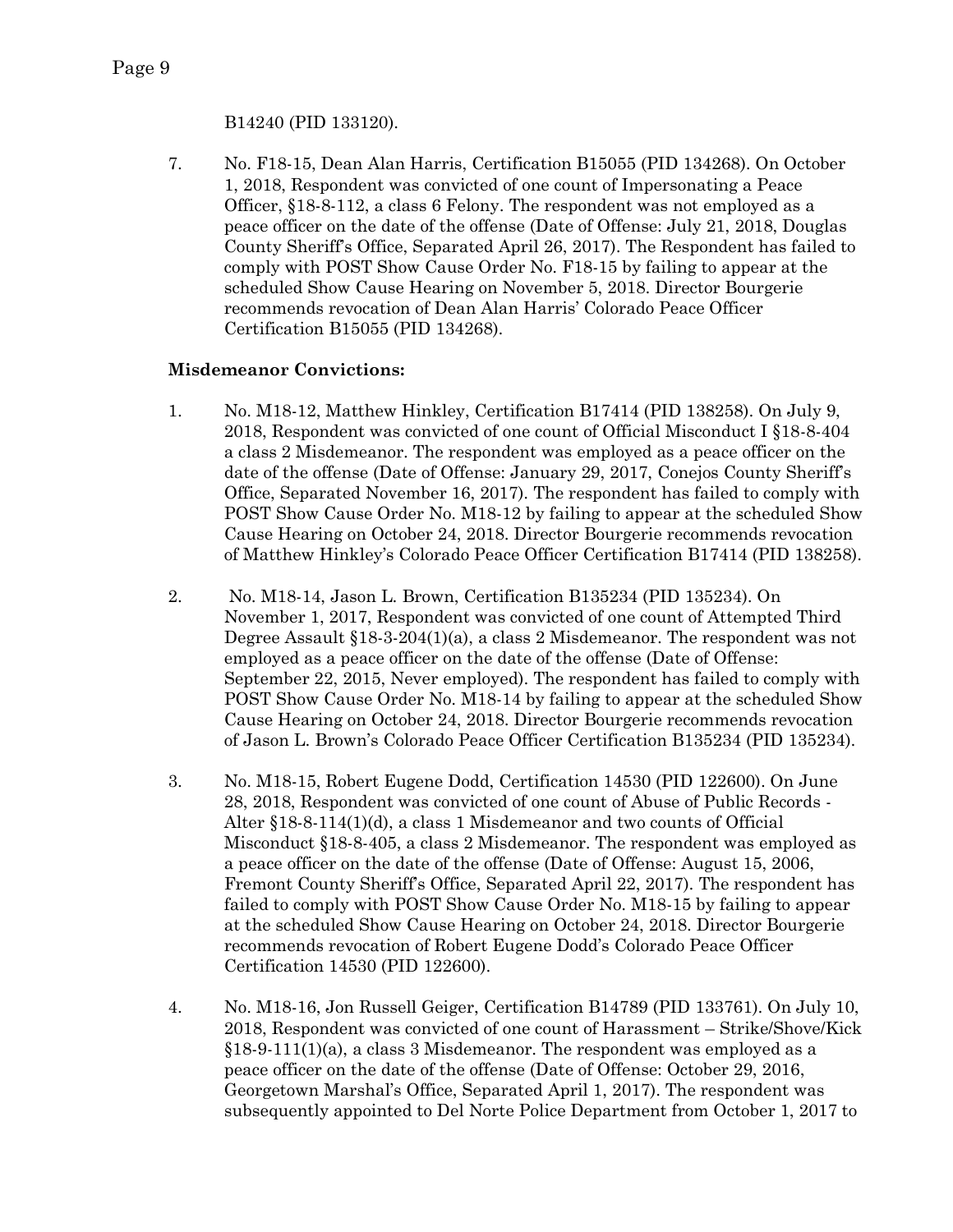B14240 (PID 133120).

7. No. F18-15, Dean Alan Harris, Certification B15055 (PID 134268). On October 1, 2018, Respondent was convicted of one count of Impersonating a Peace Officer, §18-8-112, a class 6 Felony. The respondent was not employed as a peace officer on the date of the offense (Date of Offense: July 21, 2018, Douglas County Sheriff's Office, Separated April 26, 2017). The Respondent has failed to comply with POST Show Cause Order No. F18-15 by failing to appear at the scheduled Show Cause Hearing on November 5, 2018. Director Bourgerie recommends revocation of Dean Alan Harris' Colorado Peace Officer Certification B15055 (PID 134268).

**Misdemeanor Convictions:**

1. No. M18-12, Matthew Hinkley, Certification B17414 (PID 138258). On July 9, 2018, Respondent was convicted of one count of Official Misconduct I §18-8-404 a class 2 Misdemeanor. The respondent was employed as a peace officer on the date of the offense (Date of Offense: January 29, 2017, Conejos County Sheriff's Office, Separated November 16, 2017). The respondent has failed to comply with POST Show Cause Order No. M18-12 by failing to appear at the scheduled Show Cause Hearing on October 24, 2018. Director Bourgerie recommends revocation of Matthew Hinkley's Colorado Peace Officer Certification B17414 (PID 138258).

2. No. M18-14, Jason L. Brown, Certification B135234 (PID 135234). On November 1, 2017, Respondent was convicted of one count of Attempted Third Degree Assault §18-3-204(1)(a), a class 2 Misdemeanor. The respondent was not employed as a peace officer on the date of the offense (Date of Offense: September 22, 2015, Never employed). The respondent has failed to comply with POST Show Cause Order No. M18-14 by failing to appear at the scheduled Show Cause Hearing on October 24, 2018. Director Bourgerie recommends revocation of Jason L. Brown's Colorado Peace Officer Certification B135234 (PID 135234).

3. No. M18-15, Robert Eugene Dodd, Certification 14530 (PID 122600). On June 28, 2018, Respondent was convicted of one count of Abuse of Public Records - Alter §18-8-114(1)(d), a class 1 Misdemeanor and two counts of Official Misconduct §18-8-405, a class 2 Misdemeanor. The respondent was employed as a peace officer on the date of the offense (Date of Offense: August 15, 2006, Fremont County Sheriff's Office, Separated April 22, 2017). The respondent has failed to comply with POST Show Cause Order No. M18-15 by failing to appear at the scheduled Show Cause Hearing on October 24, 2018. Director Bourgerie recommends revocation of Robert Eugene Dodd's Colorado Peace Officer Certification 14530 (PID 122600).

4. No. M18-16, Jon Russell Geiger, Certification B14789 (PID 133761). On July 10, 2018, Respondent was convicted of one count of Harassment – Strike/Shove/Kick §18-9-111(1)(a), a class 3 Misdemeanor. The respondent was employed as a peace officer on the date of the offense (Date of Offense: October 29, 2016, Georgetown Marshal's Office, Separated April 1, 2017). The respondent was subsequently appointed to Del Norte Police Department from October 1, 2017 to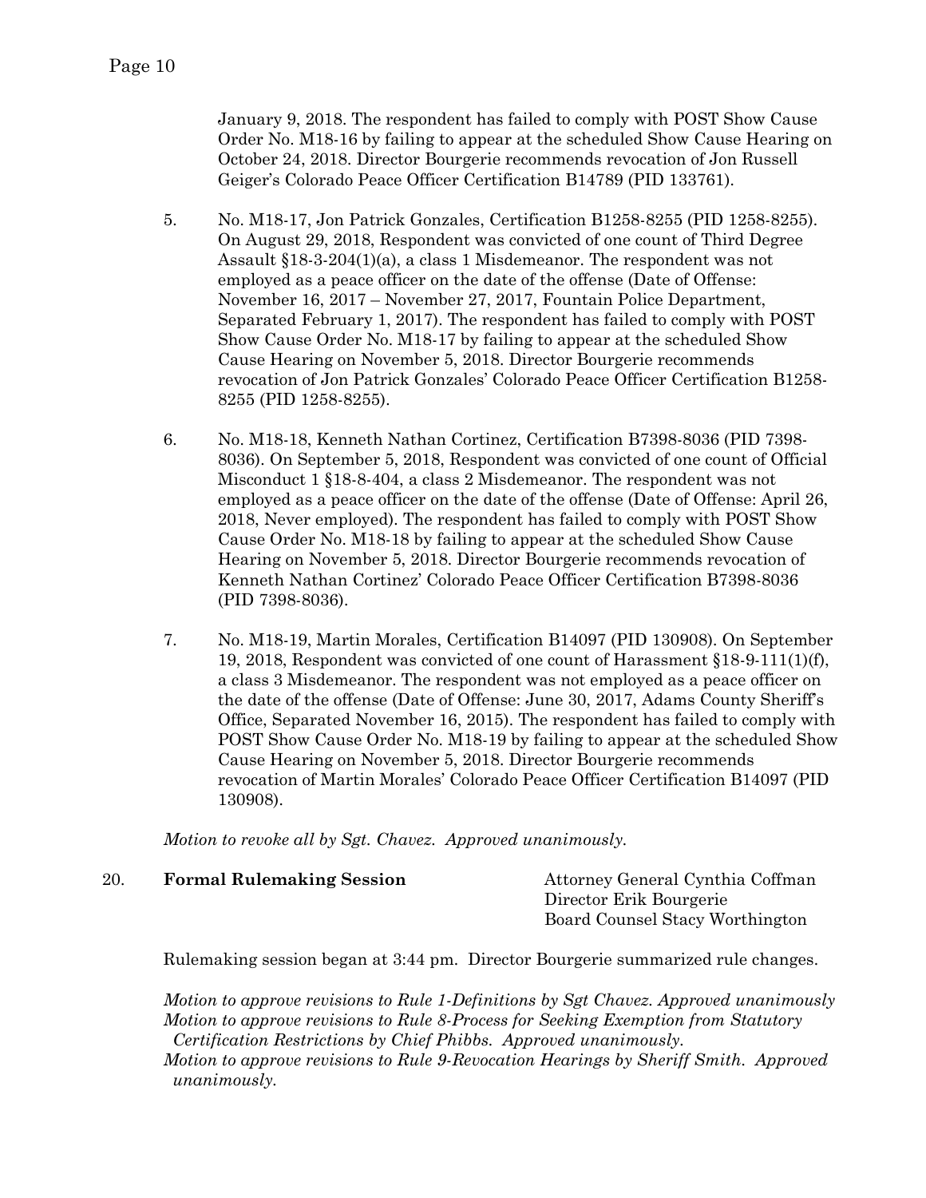January 9, 2018. The respondent has failed to comply with POST Show Cause Order No. M18-16 by failing to appear at the scheduled Show Cause Hearing on October 24, 2018. Director Bourgerie recommends revocation of Jon Russell Geiger's Colorado Peace Officer Certification B14789 (PID 133761).

5. No. M18-17, Jon Patrick Gonzales, Certification B1258-8255 (PID 1258-8255). On August 29, 2018, Respondent was convicted of one count of Third Degree Assault §18-3-204(1)(a), a class 1 Misdemeanor. The respondent was not employed as a peace officer on the date of the offense (Date of Offense: November 16, 2017 – November 27, 2017, Fountain Police Department, Separated February 1, 2017). The respondent has failed to comply with POST Show Cause Order No. M18-17 by failing to appear at the scheduled Show Cause Hearing on November 5, 2018. Director Bourgerie recommends revocation of Jon Patrick Gonzales' Colorado Peace Officer Certification B1258-8255 (PID 1258-8255).

6. No. M18-18, Kenneth Nathan Cortinez, Certification B7398-8036 (PID 7398-8036). On September 5, 2018, Respondent was convicted of one count of Official Misconduct 1 §18-8-404, a class 2 Misdemeanor. The respondent was not employed as a peace officer on the date of the offense (Date of Offense: April 26, 2018, Never employed). The respondent has failed to comply with POST Show Cause Order No. M18-18 by failing to appear at the scheduled Show Cause Hearing on November 5, 2018. Director Bourgerie recommends revocation of Kenneth Nathan Cortinez' Colorado Peace Officer Certification B7398-8036 (PID 7398-8036).

7. No. M18-19, Martin Morales, Certification B14097 (PID 130908). On September 19, 2018, Respondent was convicted of one count of Harassment §18-9-111(1)(f), a class 3 Misdemeanor. The respondent was not employed as a peace officer on the date of the offense (Date of Offense: June 30, 2017, Adams County Sheriff's Office, Separated November 16, 2015). The respondent has failed to comply with POST Show Cause Order No. M18-19 by failing to appear at the scheduled Show Cause Hearing on November 5, 2018. Director Bourgerie recommends revocation of Martin Morales' Colorado Peace Officer Certification B14097 (PID 130908).

*Motion to revoke all by Sgt. Chavez. Approved unanimously.*

20. **Formal Rulemaking Session** — Attorney General Cynthia Coffman, Director Erik Bourgerie, Board Counsel Stacy Worthington

Rulemaking session began at 3:44 pm. Director Bourgerie summarized rule changes.

*Motion to approve revisions to Rule 1-Definitions by Sgt Chavez. Approved unanimously*
*Motion to approve revisions to Rule 8-Process for Seeking Exemption from Statutory Certification Restrictions by Chief Phibbs. Approved unanimously.*
*Motion to approve revisions to Rule 9-Revocation Hearings by Sheriff Smith. Approved unanimously.*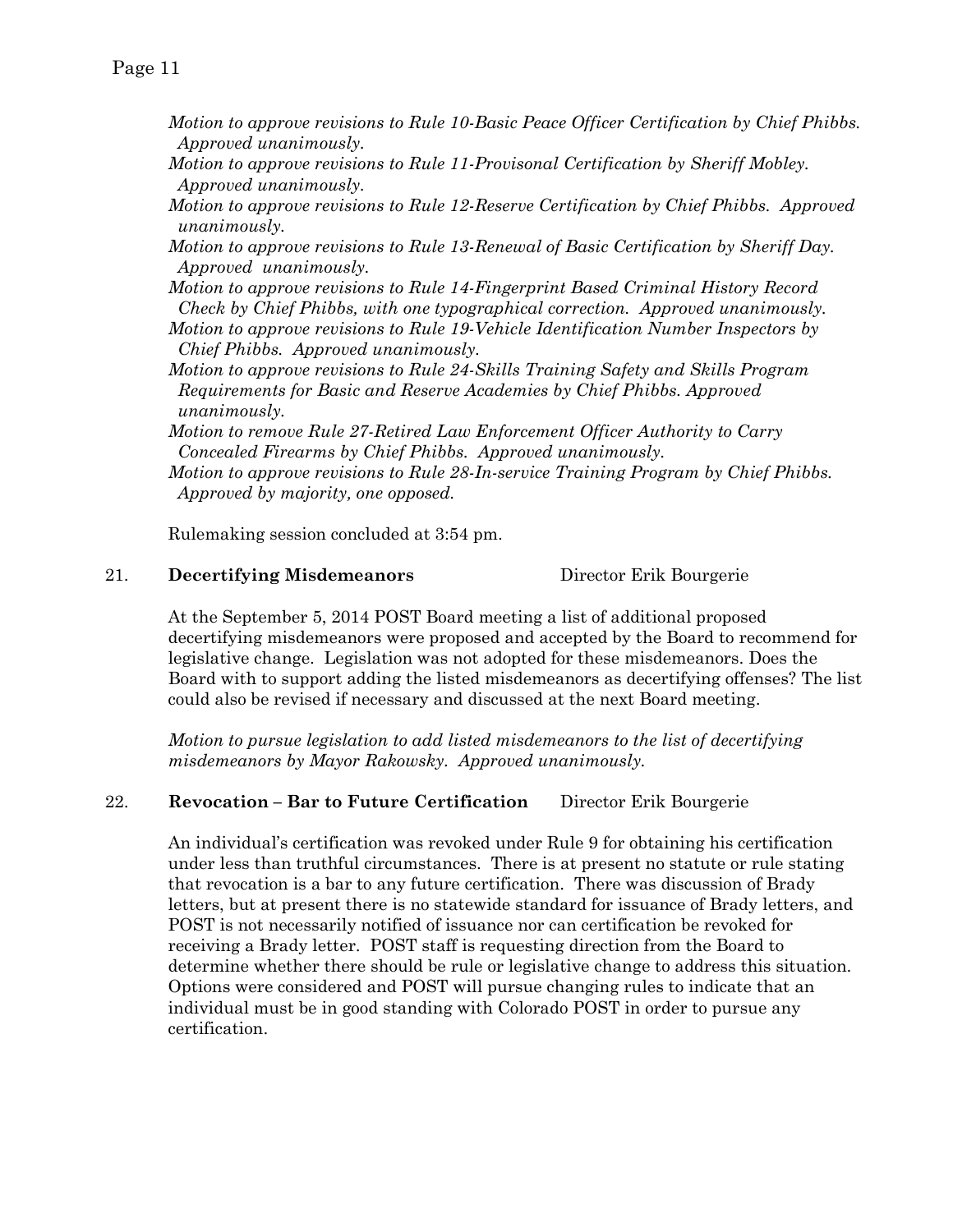*Motion to approve revisions to Rule 10-Basic Peace Officer Certification by Chief Phibbs. Approved unanimously.*

*Motion to approve revisions to Rule 11-Provisonal Certification by Sheriff Mobley. Approved unanimously.*

*Motion to approve revisions to Rule 12-Reserve Certification by Chief Phibbs. Approved unanimously.*

*Motion to approve revisions to Rule 13-Renewal of Basic Certification by Sheriff Day. Approved unanimously.*

*Motion to approve revisions to Rule 14-Fingerprint Based Criminal History Record Check by Chief Phibbs, with one typographical correction. Approved unanimously.*

*Motion to approve revisions to Rule 19-Vehicle Identification Number Inspectors by Chief Phibbs. Approved unanimously.*

*Motion to approve revisions to Rule 24-Skills Training Safety and Skills Program Requirements for Basic and Reserve Academies by Chief Phibbs. Approved unanimously.*

*Motion to remove Rule 27-Retired Law Enforcement Officer Authority to Carry Concealed Firearms by Chief Phibbs. Approved unanimously.*

*Motion to approve revisions to Rule 28-In-service Training Program by Chief Phibbs. Approved by majority, one opposed.*

Rulemaking session concluded at 3:54 pm.

21. **Decertifying Misdemeanors** Director Erik Bourgerie

At the September 5, 2014 POST Board meeting a list of additional proposed decertifying misdemeanors were proposed and accepted by the Board to recommend for legislative change. Legislation was not adopted for these misdemeanors. Does the Board with to support adding the listed misdemeanors as decertifying offenses? The list could also be revised if necessary and discussed at the next Board meeting.

*Motion to pursue legislation to add listed misdemeanors to the list of decertifying misdemeanors by Mayor Rakowsky. Approved unanimously.*

22. **Revocation – Bar to Future Certification** Director Erik Bourgerie

An individual's certification was revoked under Rule 9 for obtaining his certification under less than truthful circumstances. There is at present no statute or rule stating that revocation is a bar to any future certification. There was discussion of Brady letters, but at present there is no statewide standard for issuance of Brady letters, and POST is not necessarily notified of issuance nor can certification be revoked for receiving a Brady letter. POST staff is requesting direction from the Board to determine whether there should be rule or legislative change to address this situation. Options were considered and POST will pursue changing rules to indicate that an individual must be in good standing with Colorado POST in order to pursue any certification.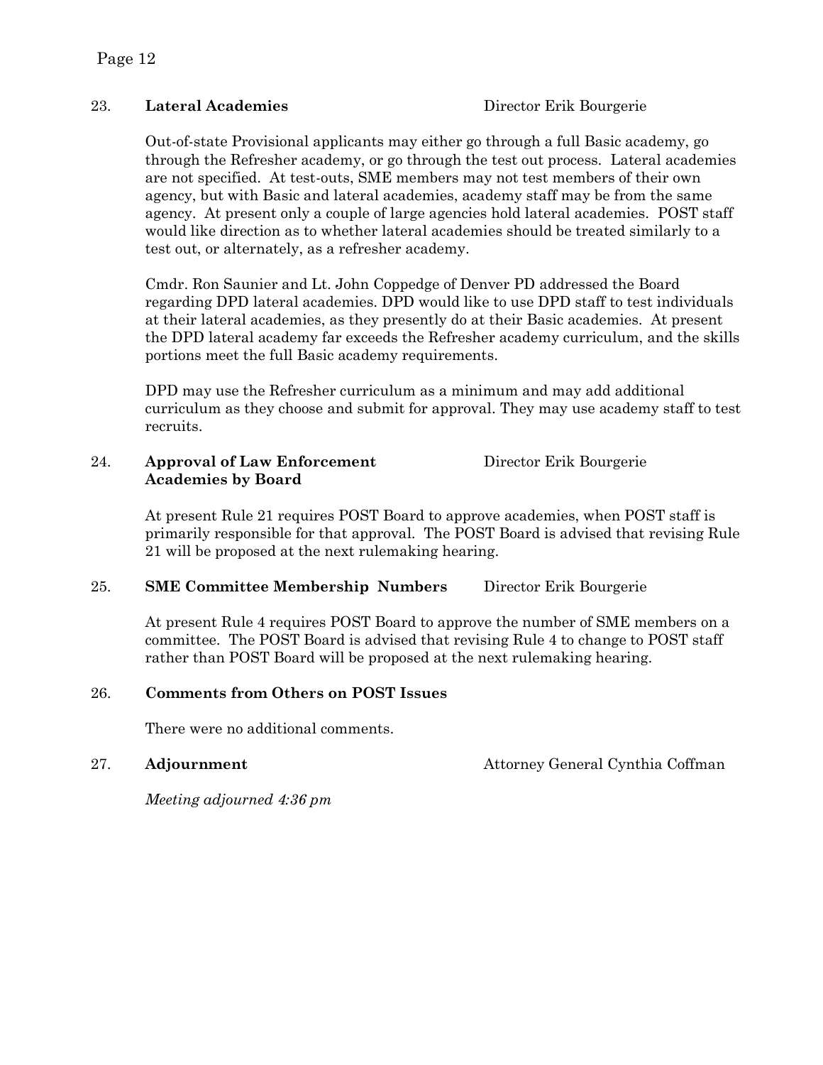### 23. **Lateral Academies** — Director Erik Bourgerie

Out-of-state Provisional applicants may either go through a full Basic academy, go through the Refresher academy, or go through the test out process. Lateral academies are not specified. At test-outs, SME members may not test members of their own agency, but with Basic and lateral academies, academy staff may be from the same agency. At present only a couple of large agencies hold lateral academies. POST staff would like direction as to whether lateral academies should be treated similarly to a test out, or alternately, as a refresher academy.

Cmdr. Ron Saunier and Lt. John Coppedge of Denver PD addressed the Board regarding DPD lateral academies. DPD would like to use DPD staff to test individuals at their lateral academies, as they presently do at their Basic academies. At present the DPD lateral academy far exceeds the Refresher academy curriculum, and the skills portions meet the full Basic academy requirements.

DPD may use the Refresher curriculum as a minimum and may add additional curriculum as they choose and submit for approval. They may use academy staff to test recruits.

### 24. **Approval of Law Enforcement Academies by Board** — Director Erik Bourgerie

At present Rule 21 requires POST Board to approve academies, when POST staff is primarily responsible for that approval. The POST Board is advised that revising Rule 21 will be proposed at the next rulemaking hearing.

### 25. **SME Committee Membership Numbers** — Director Erik Bourgerie

At present Rule 4 requires POST Board to approve the number of SME members on a committee. The POST Board is advised that revising Rule 4 to change to POST staff rather than POST Board will be proposed at the next rulemaking hearing.

### 26. **Comments from Others on POST Issues**

There were no additional comments.

### 27. **Adjournment** — Attorney General Cynthia Coffman

*Meeting adjourned 4:36 pm*